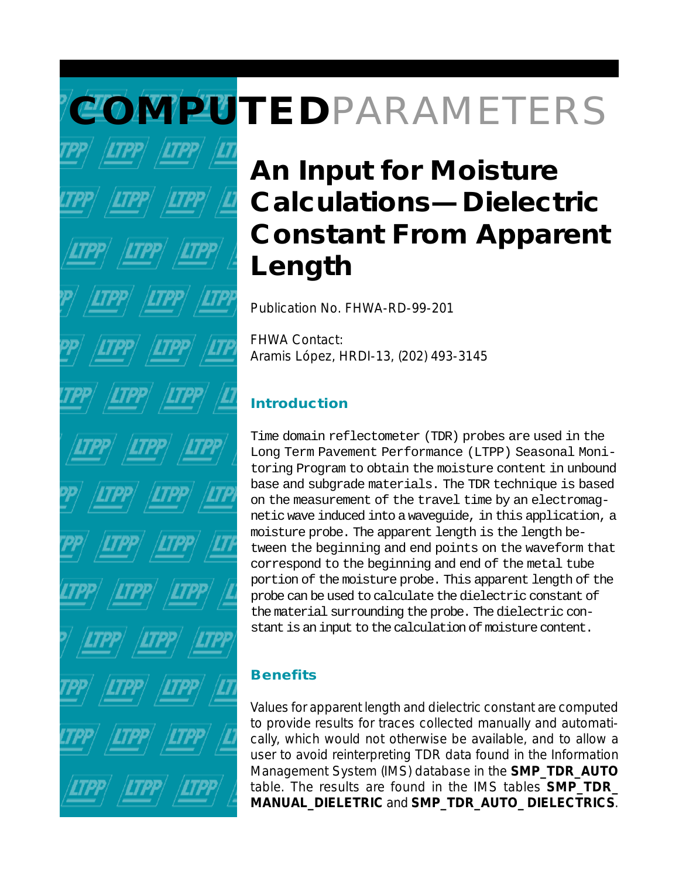# COMPUTED PARAMETERS

# An Input for Moisture Calculations—Dielectric Constant From Apparent Length

Publication No. FHWA-RD-99-201

FHWA Contact:
Aramis López, HRDI-13, (202) 493-3145

## Introduction

Time domain reflectometer (TDR) probes are used in the Long Term Pavement Performance (LTPP) Seasonal Monitoring Program to obtain the moisture content in unbound base and subgrade materials. The TDR technique is based on the measurement of the travel time by an electromagnetic wave induced into a waveguide, in this application, a moisture probe. The apparent length is the length between the beginning and end points on the waveform that correspond to the beginning and end of the metal tube portion of the moisture probe. This apparent length of the probe can be used to calculate the dielectric constant of the material surrounding the probe. The dielectric constant is an input to the calculation of moisture content.

## Benefits

Values for apparent length and dielectric constant are computed to provide results for traces collected manually and automatically, which would not otherwise be available, and to allow a user to avoid reinterpreting TDR data found in the Information Management System (IMS) database in the **SMP_TDR_AUTO** table. The results are found in the IMS tables **SMP_TDR_MANUAL_DIELETRIC** and **SMP_TDR_AUTO_DIELECTRICS**.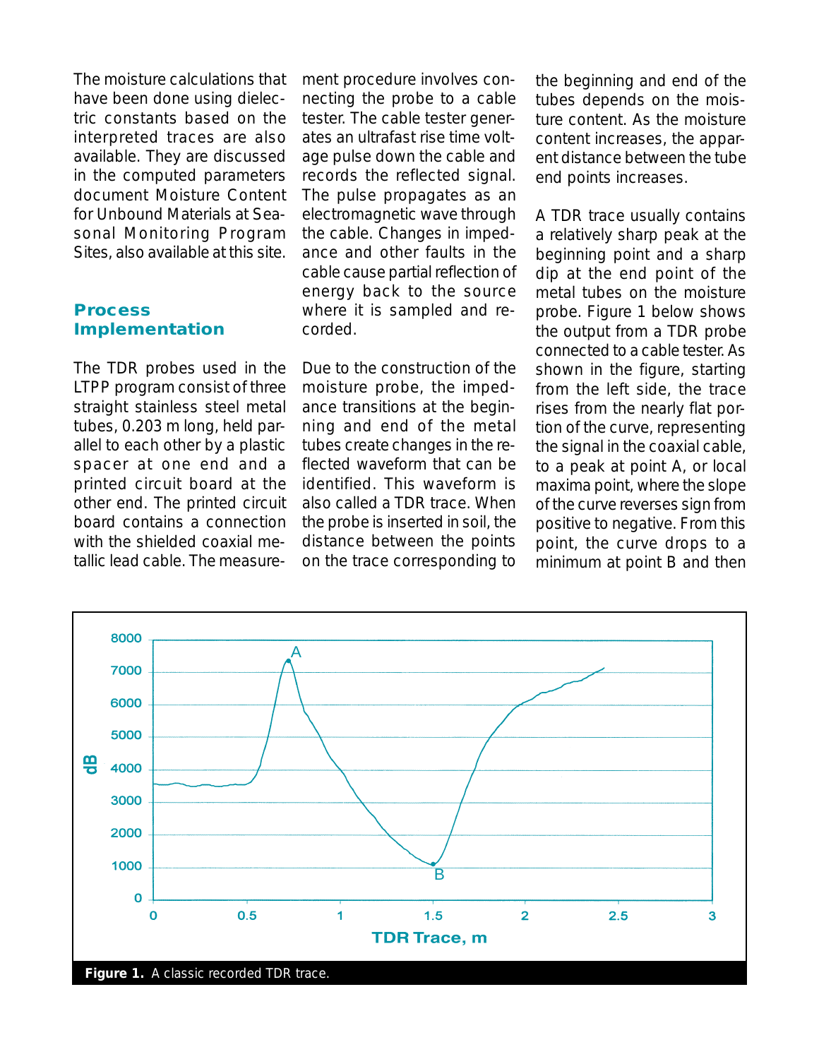The moisture calculations that have been done using dielectric constants based on the interpreted traces are also available. They are discussed in the computed parameters document Moisture Content for Unbound Materials at Seasonal Monitoring Program Sites, also available at this site.

## Process Implementation

The TDR probes used in the LTPP program consist of three straight stainless steel metal tubes, 0.203 m long, held parallel to each other by a plastic spacer at one end and a printed circuit board at the other end. The printed circuit board contains a connection with the shielded coaxial metallic lead cable. The measurement procedure involves connecting the probe to a cable tester. The cable tester generates an ultrafast rise time voltage pulse down the cable and records the reflected signal. The pulse propagates as an electromagnetic wave through the cable. Changes in impedance and other faults in the cable cause partial reflection of energy back to the source where it is sampled and recorded.

Due to the construction of the moisture probe, the impedance transitions at the beginning and end of the metal tubes create changes in the reflected waveform that can be identified. This waveform is also called a TDR trace. When the probe is inserted in soil, the distance between the points on the trace corresponding to the beginning and end of the tubes depends on the moisture content. As the moisture content increases, the apparent distance between the tube end points increases.

A TDR trace usually contains a relatively sharp peak at the beginning point and a sharp dip at the end point of the metal tubes on the moisture probe. Figure 1 below shows the output from a TDR probe connected to a cable tester. As shown in the figure, starting from the left side, the trace rises from the nearly flat portion of the curve, representing the signal in the coaxial cable, to a peak at point A, or local maxima point, where the slope of the curve reverses sign from positive to negative. From this point, the curve drops to a minimum at point B and then

**Figure 1.** A classic recorded TDR trace.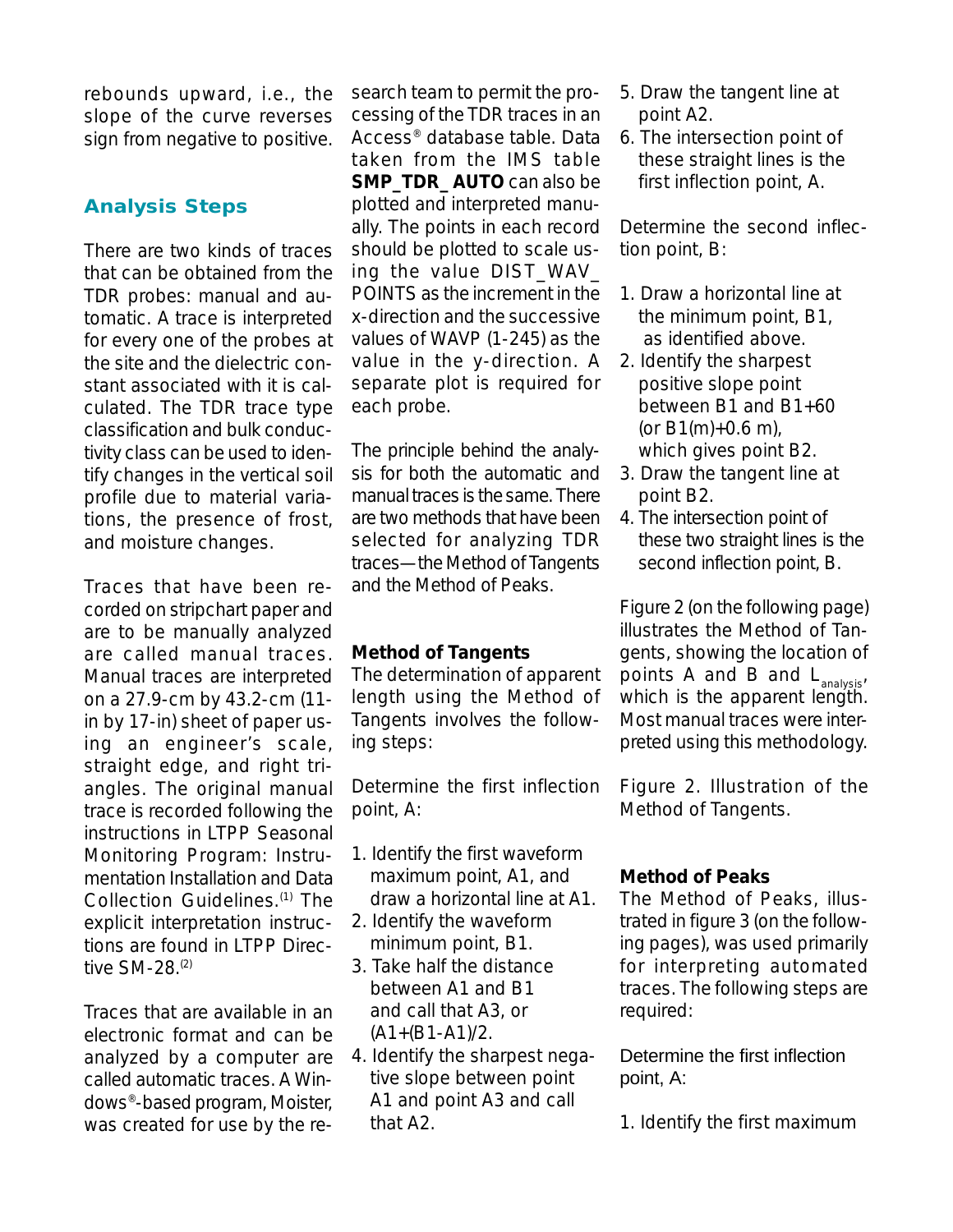rebounds upward, i.e., the slope of the curve reverses sign from negative to positive.

## Analysis Steps

There are two kinds of traces that can be obtained from the TDR probes: manual and automatic. A trace is interpreted for every one of the probes at the site and the dielectric constant associated with it is calculated. The TDR trace type classification and bulk conductivity class can be used to identify changes in the vertical soil profile due to material variations, the presence of frost, and moisture changes.

Traces that have been recorded on stripchart paper and are to be manually analyzed are called manual traces. Manual traces are interpreted on a 27.9-cm by 43.2-cm (11-in by 17-in) sheet of paper using an engineer's scale, straight edge, and right triangles. The original manual trace is recorded following the instructions in LTPP Seasonal Monitoring Program: Instrumentation Installation and Data Collection Guidelines.[1] The explicit interpretation instructions are found in LTPP Directive SM-28.[2]

Traces that are available in an electronic format and can be analyzed by a computer are called automatic traces. A Windows®-based program, Moister, was created for use by the research team to permit the processing of the TDR traces in an Access® database table. Data taken from the IMS table **SMP_TDR_AUTO** can also be plotted and interpreted manually. The points in each record should be plotted to scale using the value DIST_WAV_POINTS as the increment in the x-direction and the successive values of WAVP (1-245) as the value in the y-direction. A separate plot is required for each probe.

The principle behind the analysis for both the automatic and manual traces is the same. There are two methods that have been selected for analyzing TDR traces—the Method of Tangents and the Method of Peaks.

### Method of Tangents

The determination of apparent length using the Method of Tangents involves the following steps:

Determine the first inflection point, A:

1. Identify the first waveform maximum point, A1, and draw a horizontal line at A1.
2. Identify the waveform minimum point, B1.
3. Take half the distance between A1 and B1 and call that A3, or (A1+(B1-A1)/2.
4. Identify the sharpest negative slope between point A1 and point A3 and call that A2.
5. Draw the tangent line at point A2.
6. The intersection point of these straight lines is the first inflection point, A.

Determine the second inflection point, B:

1. Draw a horizontal line at the minimum point, B1, as identified above.
2. Identify the sharpest positive slope point between B1 and B1+60 (or B1(m)+0.6 m), which gives point B2.
3. Draw the tangent line at point B2.
4. The intersection point of these two straight lines is the second inflection point, B.

Figure 2 (on the following page) illustrates the Method of Tangents, showing the location of points A and B and $L_{analysis}$, which is the apparent length. Most manual traces were interpreted using this methodology.

Figure 2. Illustration of the Method of Tangents.

### Method of Peaks

The Method of Peaks, illustrated in figure 3 (on the following pages), was used primarily for interpreting automated traces. The following steps are required:

Determine the first inflection point, A:

1. Identify the first maximum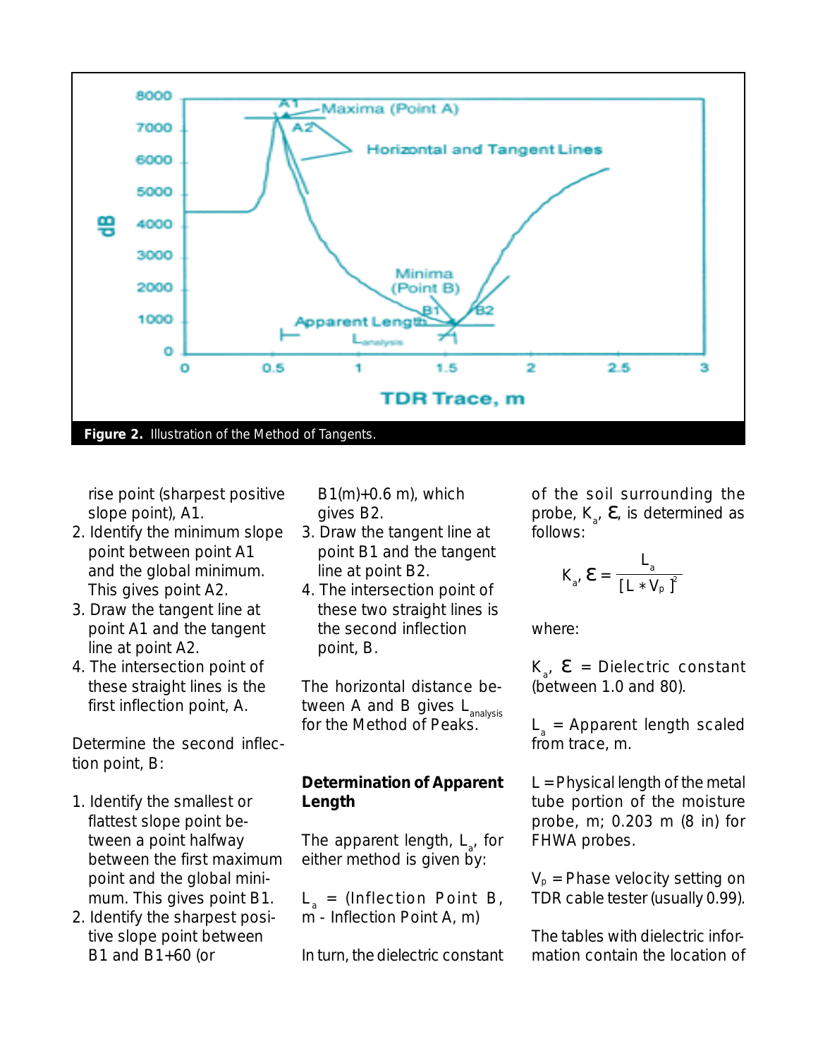**Figure 2.** Illustration of the Method of Tangents.

rise point (sharpest positive slope point), A1.

2. Identify the minimum slope point between point A1 and the global minimum. This gives point A2.
3. Draw the tangent line at point A1 and the tangent line at point A2.
4. The intersection point of these straight lines is the first inflection point, A.

Determine the second inflection point, B:

1. Identify the smallest or flattest slope point between a point halfway between the first maximum point and the global minimum. This gives point B1.
2. Identify the sharpest positive slope point between B1 and B1+60 (or B1(m)+0.6 m), which gives B2.
3. Draw the tangent line at point B1 and the tangent line at point B2.
4. The intersection point of these two straight lines is the second inflection point, B.

The horizontal distance between A and B gives $L_{analysis}$ for the Method of Peaks.

**Determination of Apparent Length**

The apparent length, $L_a$, for either method is given by:

$L_a$ = (Inflection Point B, m - Inflection Point A, m)

In turn, the dielectric constant of the soil surrounding the probe, $K_a$, $\varepsilon$, is determined as follows:

$$K_a, \varepsilon = \frac{L_a}{[L * V_p]^2}$$

where:

$K_a$, $\varepsilon$ = Dielectric constant (between 1.0 and 80).

$L_a$ = Apparent length scaled from trace, m.

L = Physical length of the metal tube portion of the moisture probe, m; 0.203 m (8 in) for FHWA probes.

$V_p$ = Phase velocity setting on TDR cable tester (usually 0.99).

The tables with dielectric information contain the location of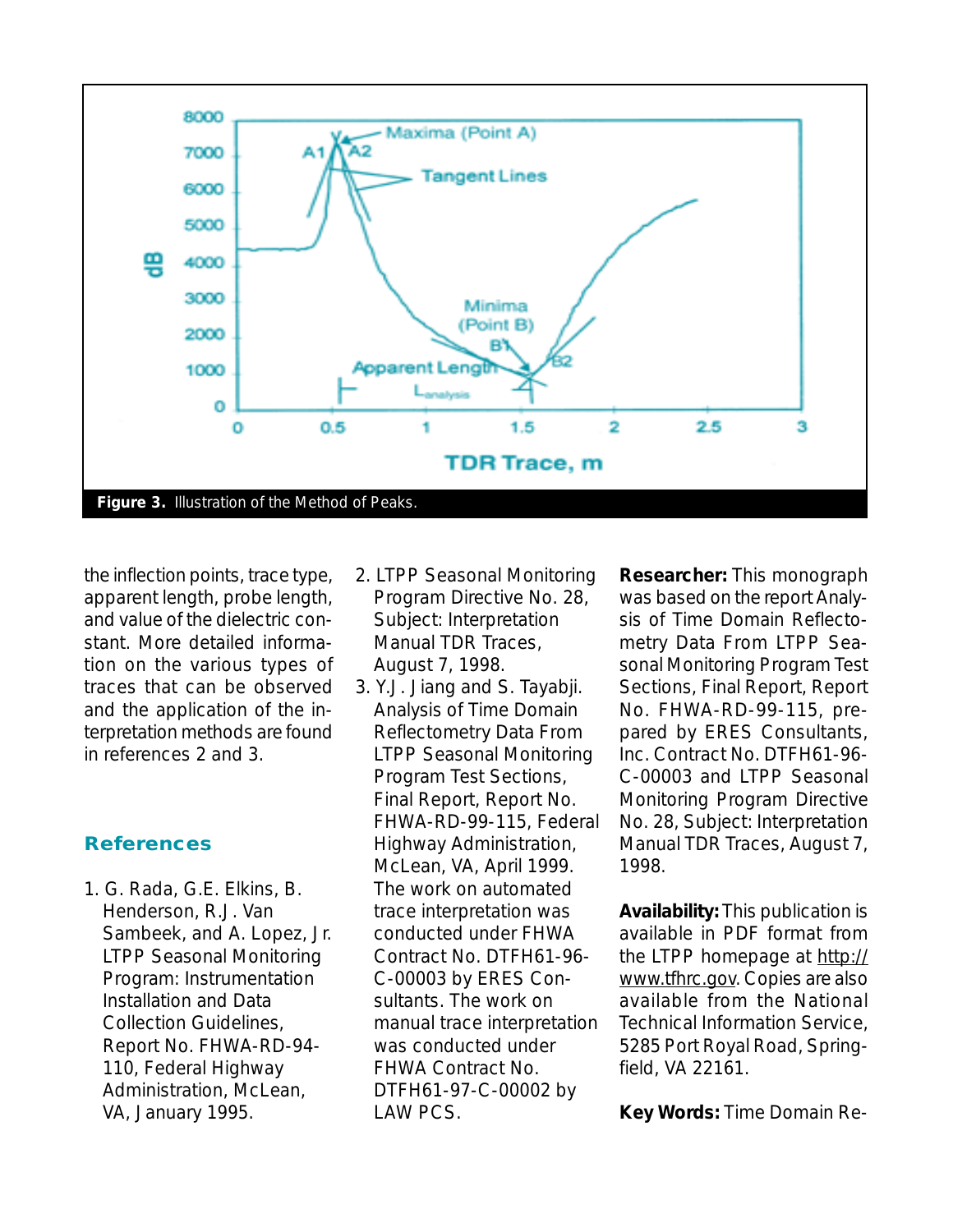**Figure 3.** Illustration of the Method of Peaks.

the inflection points, trace type, apparent length, probe length, and value of the dielectric constant. More detailed information on the various types of traces that can be observed and the application of the interpretation methods are found in references 2 and 3.

## References

1. G. Rada, G.E. Elkins, B. Henderson, R.J. Van Sambeek, and A. Lopez, Jr. LTPP Seasonal Monitoring Program: Instrumentation Installation and Data Collection Guidelines, Report No. FHWA-RD-94-110, Federal Highway Administration, McLean, VA, January 1995.
2. LTPP Seasonal Monitoring Program Directive No. 28, Subject: Interpretation Manual TDR Traces, August 7, 1998.
3. Y.J. Jiang and S. Tayabji. Analysis of Time Domain Reflectometry Data From LTPP Seasonal Monitoring Program Test Sections, Final Report, Report No. FHWA-RD-99-115, Federal Highway Administration, McLean, VA, April 1999. The work on automated trace interpretation was conducted under FHWA Contract No. DTFH61-96-C-00003 by ERES Consultants. The work on manual trace interpretation was conducted under FHWA Contract No. DTFH61-97-C-00002 by LAW PCS.

**Researcher:** This monograph was based on the report Analysis of Time Domain Reflectometry Data From LTPP Seasonal Monitoring Program Test Sections, Final Report, Report No. FHWA-RD-99-115, prepared by ERES Consultants, Inc. Contract No. DTFH61-96-C-00003 and LTPP Seasonal Monitoring Program Directive No. 28, Subject: Interpretation Manual TDR Traces, August 7, 1998.

**Availability:** This publication is available in PDF format from the LTPP homepage at http://www.tfhrc.gov. Copies are also available from the National Technical Information Service, 5285 Port Royal Road, Springfield, VA 22161.

**Key Words:** Time Domain Re-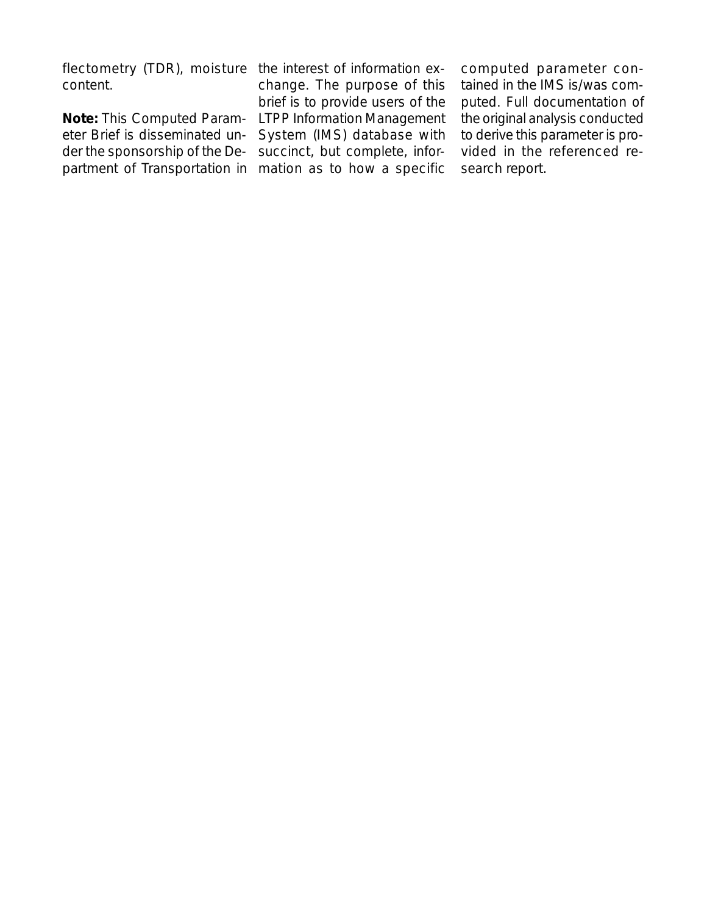flectometry (TDR), moisture content.

**Note:** This Computed Parameter Brief is disseminated under the sponsorship of the Department of Transportation in the interest of information exchange. The purpose of this brief is to provide users of the LTPP Information Management System (IMS) database with succinct, but complete, information as to how a specific computed parameter contained in the IMS is/was computed. Full documentation of the original analysis conducted to derive this parameter is provided in the referenced research report.